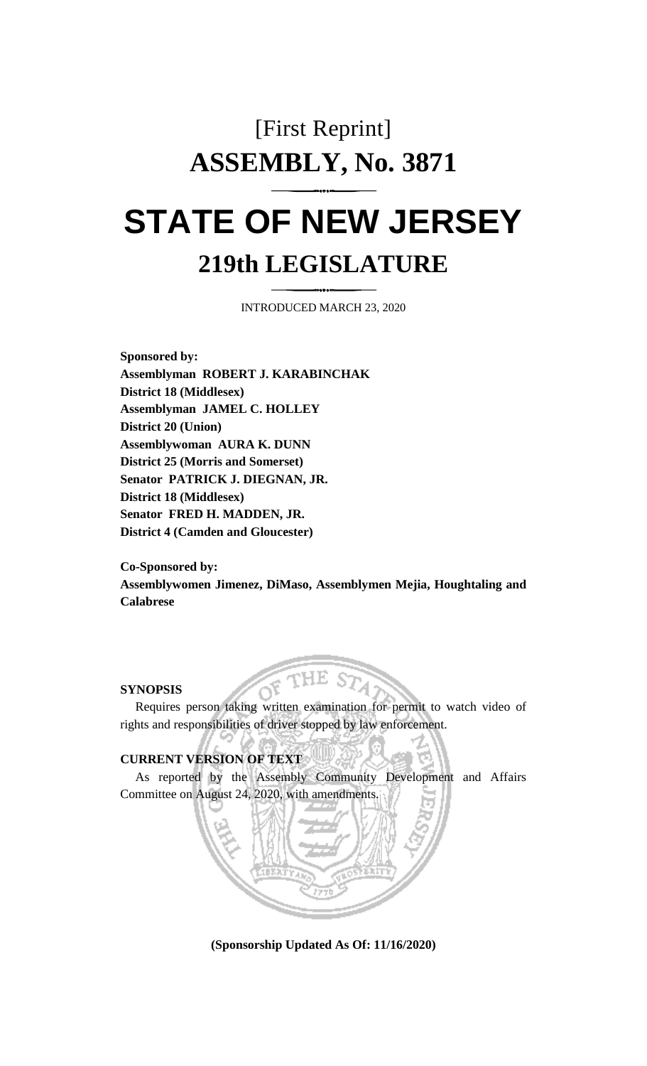# [First Reprint]

# ASSEMBLY, No. 3871

# STATE OF NEW JERSEY

## 219th LEGISLATURE

INTRODUCED MARCH 23, 2020

**Sponsored by:**
**Assemblyman ROBERT J. KARABINCHAK**
**District 18 (Middlesex)**
**Assemblyman JAMEL C. HOLLEY**
**District 20 (Union)**
**Assemblywoman AURA K. DUNN**
**District 25 (Morris and Somerset)**
**Senator PATRICK J. DIEGNAN, JR.**
**District 18 (Middlesex)**
**Senator FRED H. MADDEN, JR.**
**District 4 (Camden and Gloucester)**

**Co-Sponsored by:**
**Assemblywomen Jimenez, DiMaso, Assemblymen Mejia, Houghtaling and Calabrese**

**SYNOPSIS**

Requires person taking written examination for permit to watch video of rights and responsibilities of driver stopped by law enforcement.

**CURRENT VERSION OF TEXT**

As reported by the Assembly Community Development and Affairs Committee on August 24, 2020, with amendments.

**(Sponsorship Updated As Of: 11/16/2020)**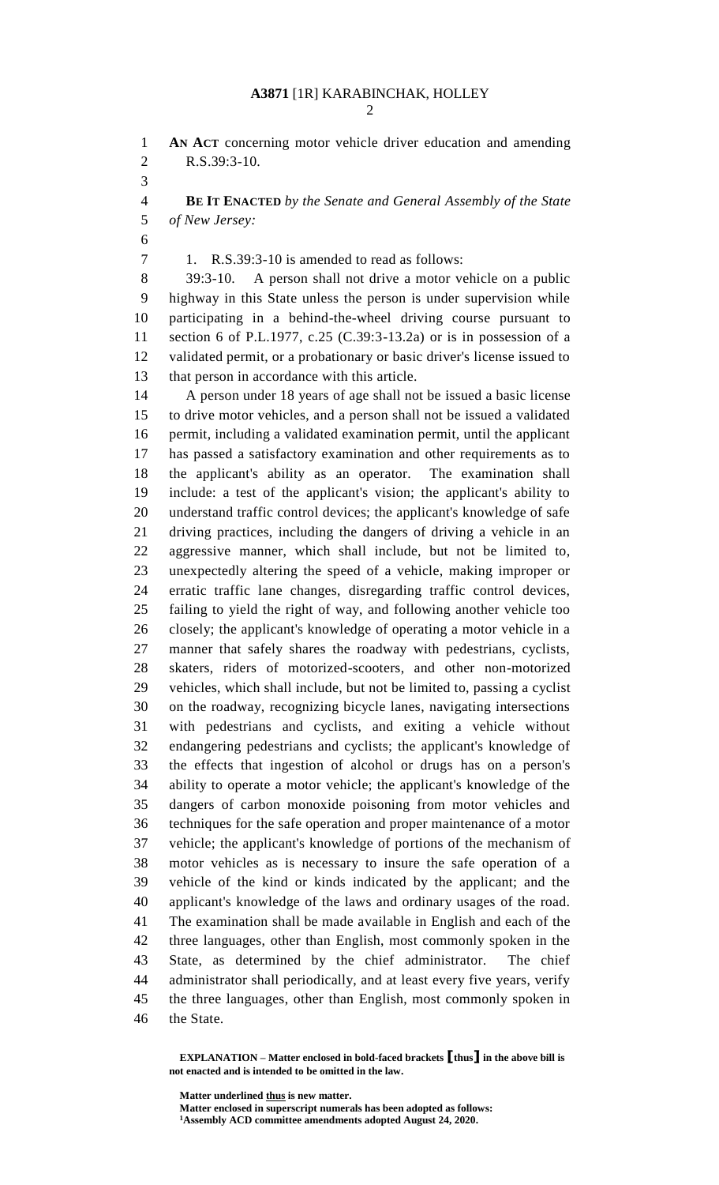**AN ACT** concerning motor vehicle driver education and amending R.S.39:3-10.

**BE IT ENACTED** *by the Senate and General Assembly of the State of New Jersey:*

1. R.S.39:3-10 is amended to read as follows:

39:3-10. A person shall not drive a motor vehicle on a public highway in this State unless the person is under supervision while participating in a behind-the-wheel driving course pursuant to section 6 of P.L.1977, c.25 (C.39:3-13.2a) or is in possession of a validated permit, or a probationary or basic driver's license issued to that person in accordance with this article.

A person under 18 years of age shall not be issued a basic license to drive motor vehicles, and a person shall not be issued a validated permit, including a validated examination permit, until the applicant has passed a satisfactory examination and other requirements as to the applicant's ability as an operator. The examination shall include: a test of the applicant's vision; the applicant's ability to understand traffic control devices; the applicant's knowledge of safe driving practices, including the dangers of driving a vehicle in an aggressive manner, which shall include, but not be limited to, unexpectedly altering the speed of a vehicle, making improper or erratic traffic lane changes, disregarding traffic control devices, failing to yield the right of way, and following another vehicle too closely; the applicant's knowledge of operating a motor vehicle in a manner that safely shares the roadway with pedestrians, cyclists, skaters, riders of motorized-scooters, and other non-motorized vehicles, which shall include, but not be limited to, passing a cyclist on the roadway, recognizing bicycle lanes, navigating intersections with pedestrians and cyclists, and exiting a vehicle without endangering pedestrians and cyclists; the applicant's knowledge of the effects that ingestion of alcohol or drugs has on a person's ability to operate a motor vehicle; the applicant's knowledge of the dangers of carbon monoxide poisoning from motor vehicles and techniques for the safe operation and proper maintenance of a motor vehicle; the applicant's knowledge of portions of the mechanism of motor vehicles as is necessary to insure the safe operation of a vehicle of the kind or kinds indicated by the applicant; and the applicant's knowledge of the laws and ordinary usages of the road. The examination shall be made available in English and each of the three languages, other than English, most commonly spoken in the State, as determined by the chief administrator. The chief administrator shall periodically, and at least every five years, verify the three languages, other than English, most commonly spoken in the State.

**EXPLANATION – Matter enclosed in bold-faced brackets [thus] in the above bill is not enacted and is intended to be omitted in the law.**

**Matter underlined thus is new matter.**
**Matter enclosed in superscript numerals has been adopted as follows:**
**[1]Assembly ACD committee amendments adopted August 24, 2020.**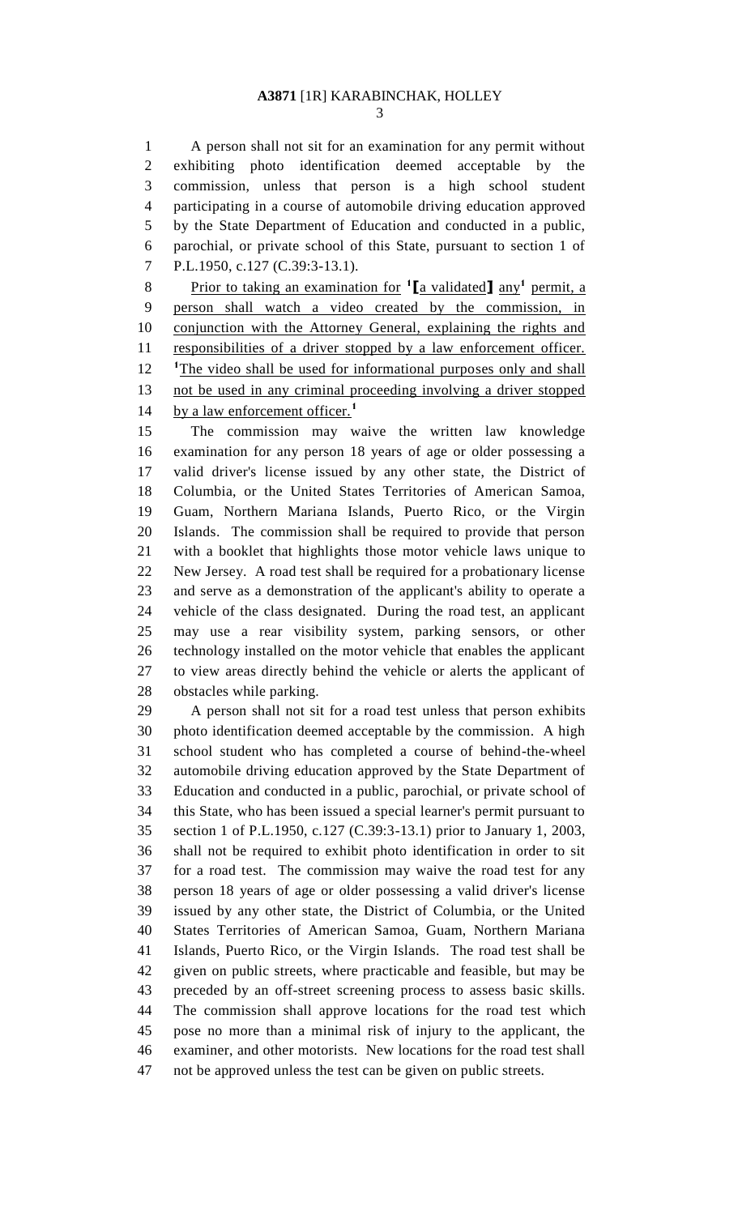A person shall not sit for an examination for any permit without exhibiting photo identification deemed acceptable by the commission, unless that person is a high school student participating in a course of automobile driving education approved by the State Department of Education and conducted in a public, parochial, or private school of this State, pursuant to section 1 of P.L.1950, c.127 (C.39:3-13.1).

Prior to taking an examination for [1]⟦a validated⟧ any[1] permit, a person shall watch a video created by the commission, in conjunction with the Attorney General, explaining the rights and responsibilities of a driver stopped by a law enforcement officer. [1]The video shall be used for informational purposes only and shall not be used in any criminal proceeding involving a driver stopped by a law enforcement officer.[1]

The commission may waive the written law knowledge examination for any person 18 years of age or older possessing a valid driver's license issued by any other state, the District of Columbia, or the United States Territories of American Samoa, Guam, Northern Mariana Islands, Puerto Rico, or the Virgin Islands. The commission shall be required to provide that person with a booklet that highlights those motor vehicle laws unique to New Jersey. A road test shall be required for a probationary license and serve as a demonstration of the applicant's ability to operate a vehicle of the class designated. During the road test, an applicant may use a rear visibility system, parking sensors, or other technology installed on the motor vehicle that enables the applicant to view areas directly behind the vehicle or alerts the applicant of obstacles while parking.

A person shall not sit for a road test unless that person exhibits photo identification deemed acceptable by the commission. A high school student who has completed a course of behind-the-wheel automobile driving education approved by the State Department of Education and conducted in a public, parochial, or private school of this State, who has been issued a special learner's permit pursuant to section 1 of P.L.1950, c.127 (C.39:3-13.1) prior to January 1, 2003, shall not be required to exhibit photo identification in order to sit for a road test. The commission may waive the road test for any person 18 years of age or older possessing a valid driver's license issued by any other state, the District of Columbia, or the United States Territories of American Samoa, Guam, Northern Mariana Islands, Puerto Rico, or the Virgin Islands. The road test shall be given on public streets, where practicable and feasible, but may be preceded by an off-street screening process to assess basic skills. The commission shall approve locations for the road test which pose no more than a minimal risk of injury to the applicant, the examiner, and other motorists. New locations for the road test shall not be approved unless the test can be given on public streets.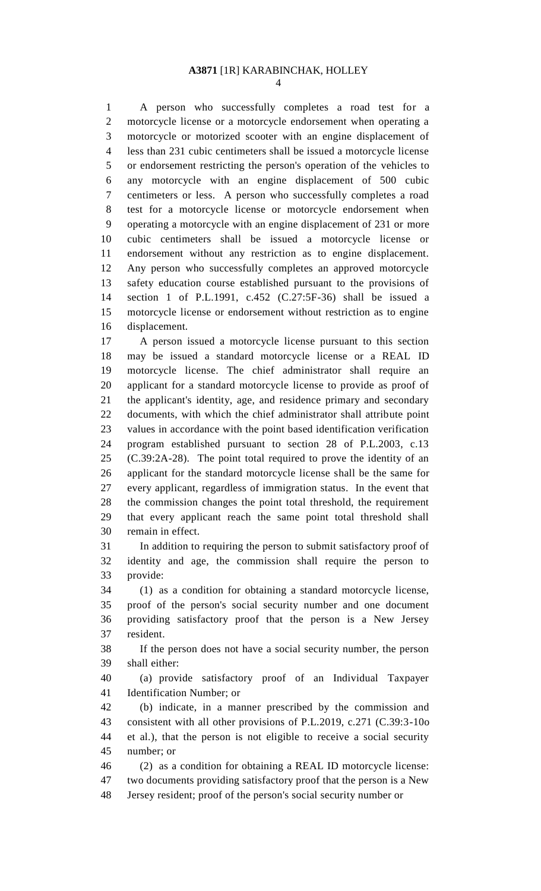A person who successfully completes a road test for a motorcycle license or a motorcycle endorsement when operating a motorcycle or motorized scooter with an engine displacement of less than 231 cubic centimeters shall be issued a motorcycle license or endorsement restricting the person's operation of the vehicles to any motorcycle with an engine displacement of 500 cubic centimeters or less. A person who successfully completes a road test for a motorcycle license or motorcycle endorsement when operating a motorcycle with an engine displacement of 231 or more cubic centimeters shall be issued a motorcycle license or endorsement without any restriction as to engine displacement. Any person who successfully completes an approved motorcycle safety education course established pursuant to the provisions of section 1 of P.L.1991, c.452 (C.27:5F-36) shall be issued a motorcycle license or endorsement without restriction as to engine displacement.

A person issued a motorcycle license pursuant to this section may be issued a standard motorcycle license or a REAL ID motorcycle license. The chief administrator shall require an applicant for a standard motorcycle license to provide as proof of the applicant's identity, age, and residence primary and secondary documents, with which the chief administrator shall attribute point values in accordance with the point based identification verification program established pursuant to section 28 of P.L.2003, c.13 (C.39:2A-28). The point total required to prove the identity of an applicant for the standard motorcycle license shall be the same for every applicant, regardless of immigration status. In the event that the commission changes the point total threshold, the requirement that every applicant reach the same point total threshold shall remain in effect.

In addition to requiring the person to submit satisfactory proof of identity and age, the commission shall require the person to provide:

(1) as a condition for obtaining a standard motorcycle license, proof of the person's social security number and one document providing satisfactory proof that the person is a New Jersey resident.

If the person does not have a social security number, the person shall either:

(a) provide satisfactory proof of an Individual Taxpayer Identification Number; or

(b) indicate, in a manner prescribed by the commission and consistent with all other provisions of P.L.2019, c.271 (C.39:3-10o et al.), that the person is not eligible to receive a social security number; or

(2) as a condition for obtaining a REAL ID motorcycle license: two documents providing satisfactory proof that the person is a New Jersey resident; proof of the person's social security number or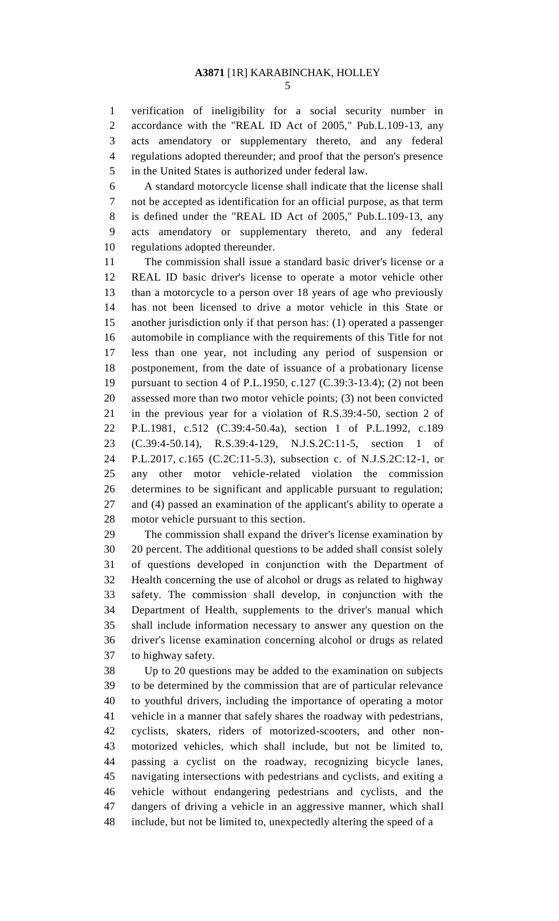verification of ineligibility for a social security number in accordance with the "REAL ID Act of 2005," Pub.L.109-13, any acts amendatory or supplementary thereto, and any federal regulations adopted thereunder; and proof that the person's presence in the United States is authorized under federal law.

A standard motorcycle license shall indicate that the license shall not be accepted as identification for an official purpose, as that term is defined under the "REAL ID Act of 2005," Pub.L.109-13, any acts amendatory or supplementary thereto, and any federal regulations adopted thereunder.

The commission shall issue a standard basic driver's license or a REAL ID basic driver's license to operate a motor vehicle other than a motorcycle to a person over 18 years of age who previously has not been licensed to drive a motor vehicle in this State or another jurisdiction only if that person has: (1) operated a passenger automobile in compliance with the requirements of this Title for not less than one year, not including any period of suspension or postponement, from the date of issuance of a probationary license pursuant to section 4 of P.L.1950, c.127 (C.39:3-13.4); (2) not been assessed more than two motor vehicle points; (3) not been convicted in the previous year for a violation of R.S.39:4-50, section 2 of P.L.1981, c.512 (C.39:4-50.4a), section 1 of P.L.1992, c.189 (C.39:4-50.14), R.S.39:4-129, N.J.S.2C:11-5, section 1 of P.L.2017, c.165 (C.2C:11-5.3), subsection c. of N.J.S.2C:12-1, or any other motor vehicle-related violation the commission determines to be significant and applicable pursuant to regulation; and (4) passed an examination of the applicant's ability to operate a motor vehicle pursuant to this section.

The commission shall expand the driver's license examination by 20 percent. The additional questions to be added shall consist solely of questions developed in conjunction with the Department of Health concerning the use of alcohol or drugs as related to highway safety. The commission shall develop, in conjunction with the Department of Health, supplements to the driver's manual which shall include information necessary to answer any question on the driver's license examination concerning alcohol or drugs as related to highway safety.

Up to 20 questions may be added to the examination on subjects to be determined by the commission that are of particular relevance to youthful drivers, including the importance of operating a motor vehicle in a manner that safely shares the roadway with pedestrians, cyclists, skaters, riders of motorized-scooters, and other non-motorized vehicles, which shall include, but not be limited to, passing a cyclist on the roadway, recognizing bicycle lanes, navigating intersections with pedestrians and cyclists, and exiting a vehicle without endangering pedestrians and cyclists, and the dangers of driving a vehicle in an aggressive manner, which shall include, but not be limited to, unexpectedly altering the speed of a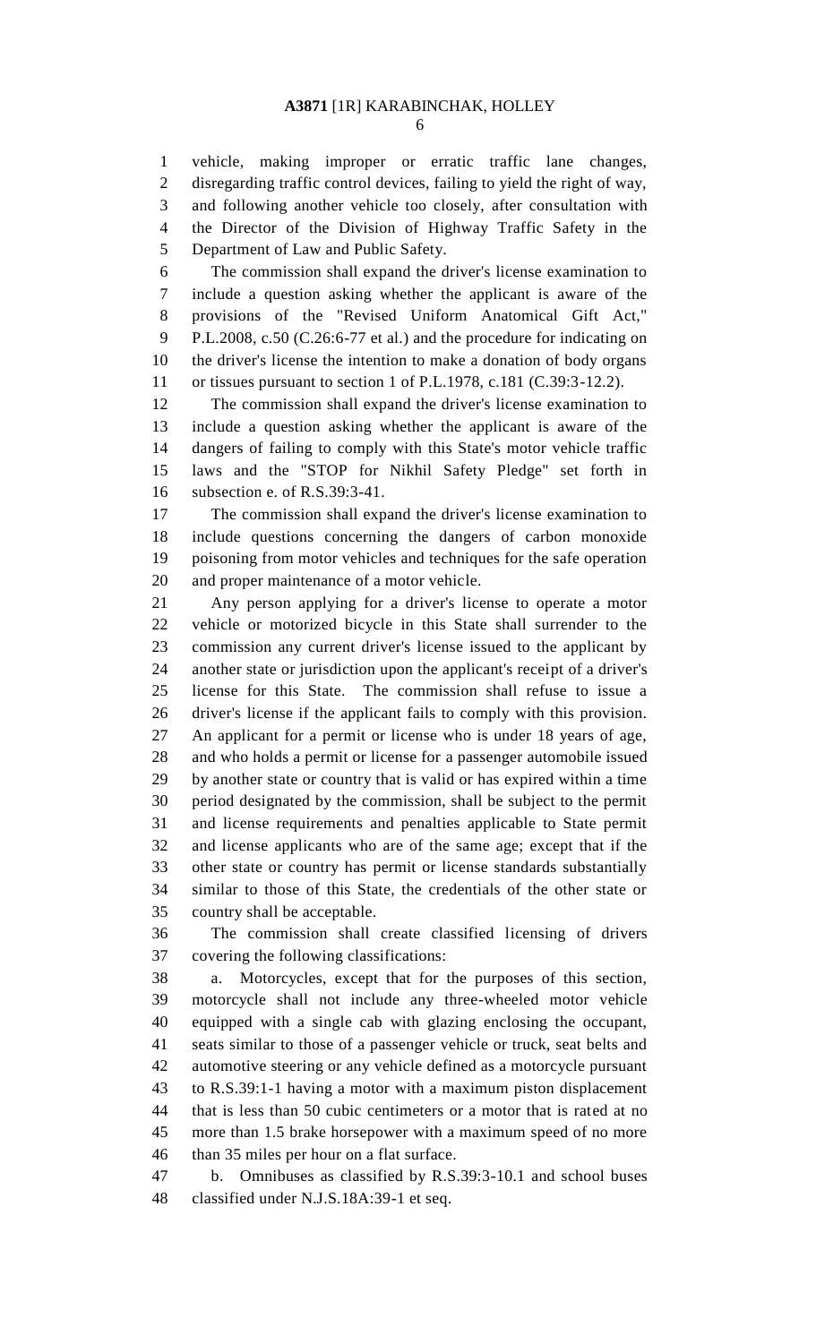vehicle, making improper or erratic traffic lane changes, disregarding traffic control devices, failing to yield the right of way, and following another vehicle too closely, after consultation with the Director of the Division of Highway Traffic Safety in the Department of Law and Public Safety.

The commission shall expand the driver's license examination to include a question asking whether the applicant is aware of the provisions of the "Revised Uniform Anatomical Gift Act," P.L.2008, c.50 (C.26:6-77 et al.) and the procedure for indicating on the driver's license the intention to make a donation of body organs or tissues pursuant to section 1 of P.L.1978, c.181 (C.39:3-12.2).

The commission shall expand the driver's license examination to include a question asking whether the applicant is aware of the dangers of failing to comply with this State's motor vehicle traffic laws and the "STOP for Nikhil Safety Pledge" set forth in subsection e. of R.S.39:3-41.

The commission shall expand the driver's license examination to include questions concerning the dangers of carbon monoxide poisoning from motor vehicles and techniques for the safe operation and proper maintenance of a motor vehicle.

Any person applying for a driver's license to operate a motor vehicle or motorized bicycle in this State shall surrender to the commission any current driver's license issued to the applicant by another state or jurisdiction upon the applicant's receipt of a driver's license for this State. The commission shall refuse to issue a driver's license if the applicant fails to comply with this provision. An applicant for a permit or license who is under 18 years of age, and who holds a permit or license for a passenger automobile issued by another state or country that is valid or has expired within a time period designated by the commission, shall be subject to the permit and license requirements and penalties applicable to State permit and license applicants who are of the same age; except that if the other state or country has permit or license standards substantially similar to those of this State, the credentials of the other state or country shall be acceptable.

The commission shall create classified licensing of drivers covering the following classifications:

a. Motorcycles, except that for the purposes of this section, motorcycle shall not include any three-wheeled motor vehicle equipped with a single cab with glazing enclosing the occupant, seats similar to those of a passenger vehicle or truck, seat belts and automotive steering or any vehicle defined as a motorcycle pursuant to R.S.39:1-1 having a motor with a maximum piston displacement that is less than 50 cubic centimeters or a motor that is rated at no more than 1.5 brake horsepower with a maximum speed of no more than 35 miles per hour on a flat surface.

b. Omnibuses as classified by R.S.39:3-10.1 and school buses classified under N.J.S.18A:39-1 et seq.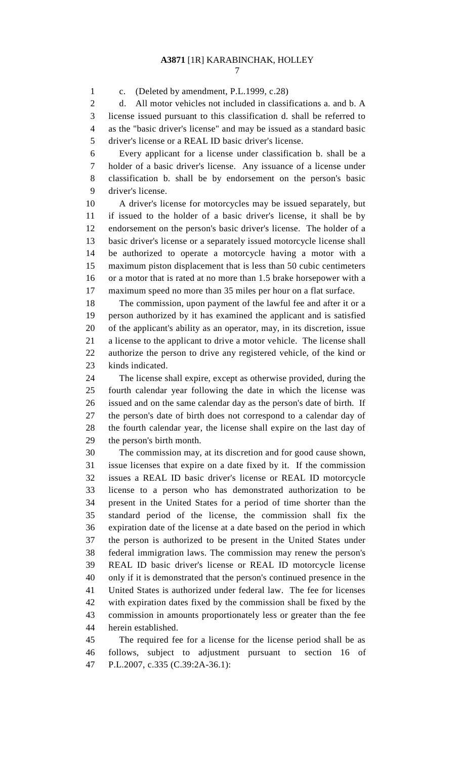c. (Deleted by amendment, P.L.1999, c.28)

d. All motor vehicles not included in classifications a. and b. A license issued pursuant to this classification d. shall be referred to as the "basic driver's license" and may be issued as a standard basic driver's license or a REAL ID basic driver's license.

Every applicant for a license under classification b. shall be a holder of a basic driver's license. Any issuance of a license under classification b. shall be by endorsement on the person's basic driver's license.

A driver's license for motorcycles may be issued separately, but if issued to the holder of a basic driver's license, it shall be by endorsement on the person's basic driver's license. The holder of a basic driver's license or a separately issued motorcycle license shall be authorized to operate a motorcycle having a motor with a maximum piston displacement that is less than 50 cubic centimeters or a motor that is rated at no more than 1.5 brake horsepower with a maximum speed no more than 35 miles per hour on a flat surface.

The commission, upon payment of the lawful fee and after it or a person authorized by it has examined the applicant and is satisfied of the applicant's ability as an operator, may, in its discretion, issue a license to the applicant to drive a motor vehicle. The license shall authorize the person to drive any registered vehicle, of the kind or kinds indicated.

The license shall expire, except as otherwise provided, during the fourth calendar year following the date in which the license was issued and on the same calendar day as the person's date of birth. If the person's date of birth does not correspond to a calendar day of the fourth calendar year, the license shall expire on the last day of the person's birth month.

The commission may, at its discretion and for good cause shown, issue licenses that expire on a date fixed by it. If the commission issues a REAL ID basic driver's license or REAL ID motorcycle license to a person who has demonstrated authorization to be present in the United States for a period of time shorter than the standard period of the license, the commission shall fix the expiration date of the license at a date based on the period in which the person is authorized to be present in the United States under federal immigration laws. The commission may renew the person's REAL ID basic driver's license or REAL ID motorcycle license only if it is demonstrated that the person's continued presence in the United States is authorized under federal law. The fee for licenses with expiration dates fixed by the commission shall be fixed by the commission in amounts proportionately less or greater than the fee herein established.

The required fee for a license for the license period shall be as follows, subject to adjustment pursuant to section 16 of P.L.2007, c.335 (C.39:2A-36.1):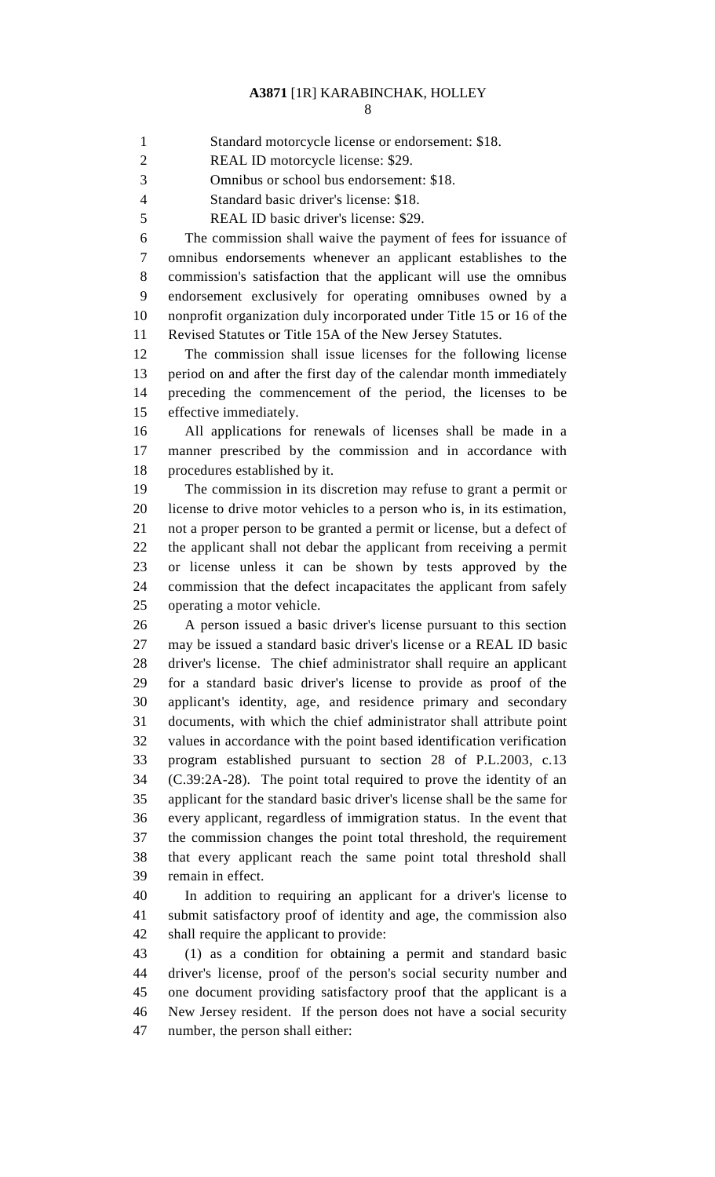Standard motorcycle license or endorsement: $18.

REAL ID motorcycle license: $29.

Omnibus or school bus endorsement: $18.

Standard basic driver's license: $18.

REAL ID basic driver's license: $29.

The commission shall waive the payment of fees for issuance of omnibus endorsements whenever an applicant establishes to the commission's satisfaction that the applicant will use the omnibus endorsement exclusively for operating omnibuses owned by a nonprofit organization duly incorporated under Title 15 or 16 of the Revised Statutes or Title 15A of the New Jersey Statutes.

The commission shall issue licenses for the following license period on and after the first day of the calendar month immediately preceding the commencement of the period, the licenses to be effective immediately.

All applications for renewals of licenses shall be made in a manner prescribed by the commission and in accordance with procedures established by it.

The commission in its discretion may refuse to grant a permit or license to drive motor vehicles to a person who is, in its estimation, not a proper person to be granted a permit or license, but a defect of the applicant shall not debar the applicant from receiving a permit or license unless it can be shown by tests approved by the commission that the defect incapacitates the applicant from safely operating a motor vehicle.

A person issued a basic driver's license pursuant to this section may be issued a standard basic driver's license or a REAL ID basic driver's license. The chief administrator shall require an applicant for a standard basic driver's license to provide as proof of the applicant's identity, age, and residence primary and secondary documents, with which the chief administrator shall attribute point values in accordance with the point based identification verification program established pursuant to section 28 of P.L.2003, c.13 (C.39:2A-28). The point total required to prove the identity of an applicant for the standard basic driver's license shall be the same for every applicant, regardless of immigration status. In the event that the commission changes the point total threshold, the requirement that every applicant reach the same point total threshold shall remain in effect.

In addition to requiring an applicant for a driver's license to submit satisfactory proof of identity and age, the commission also shall require the applicant to provide:

(1) as a condition for obtaining a permit and standard basic driver's license, proof of the person's social security number and one document providing satisfactory proof that the applicant is a New Jersey resident. If the person does not have a social security number, the person shall either: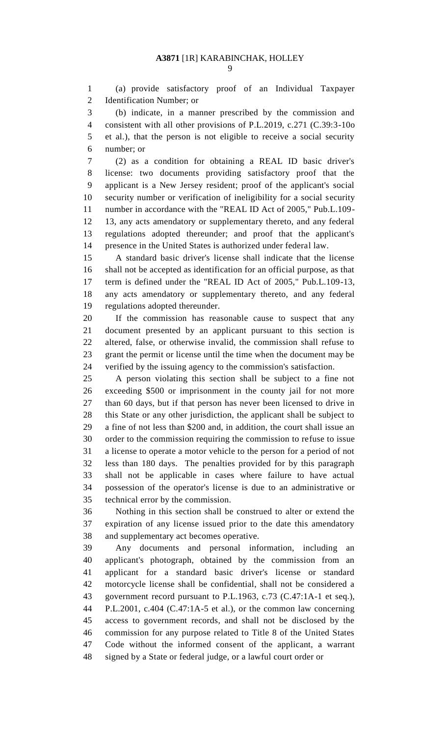(a) provide satisfactory proof of an Individual Taxpayer Identification Number; or

(b) indicate, in a manner prescribed by the commission and consistent with all other provisions of P.L.2019, c.271 (C.39:3-10o et al.), that the person is not eligible to receive a social security number; or

(2) as a condition for obtaining a REAL ID basic driver's license: two documents providing satisfactory proof that the applicant is a New Jersey resident; proof of the applicant's social security number or verification of ineligibility for a social security number in accordance with the "REAL ID Act of 2005," Pub.L.109-13, any acts amendatory or supplementary thereto, and any federal regulations adopted thereunder; and proof that the applicant's presence in the United States is authorized under federal law.

A standard basic driver's license shall indicate that the license shall not be accepted as identification for an official purpose, as that term is defined under the "REAL ID Act of 2005," Pub.L.109-13, any acts amendatory or supplementary thereto, and any federal regulations adopted thereunder.

If the commission has reasonable cause to suspect that any document presented by an applicant pursuant to this section is altered, false, or otherwise invalid, the commission shall refuse to grant the permit or license until the time when the document may be verified by the issuing agency to the commission's satisfaction.

A person violating this section shall be subject to a fine not exceeding $500 or imprisonment in the county jail for not more than 60 days, but if that person has never been licensed to drive in this State or any other jurisdiction, the applicant shall be subject to a fine of not less than $200 and, in addition, the court shall issue an order to the commission requiring the commission to refuse to issue a license to operate a motor vehicle to the person for a period of not less than 180 days. The penalties provided for by this paragraph shall not be applicable in cases where failure to have actual possession of the operator's license is due to an administrative or technical error by the commission.

Nothing in this section shall be construed to alter or extend the expiration of any license issued prior to the date this amendatory and supplementary act becomes operative.

Any documents and personal information, including an applicant's photograph, obtained by the commission from an applicant for a standard basic driver's license or standard motorcycle license shall be confidential, shall not be considered a government record pursuant to P.L.1963, c.73 (C.47:1A-1 et seq.), P.L.2001, c.404 (C.47:1A-5 et al.), or the common law concerning access to government records, and shall not be disclosed by the commission for any purpose related to Title 8 of the United States Code without the informed consent of the applicant, a warrant signed by a State or federal judge, or a lawful court order or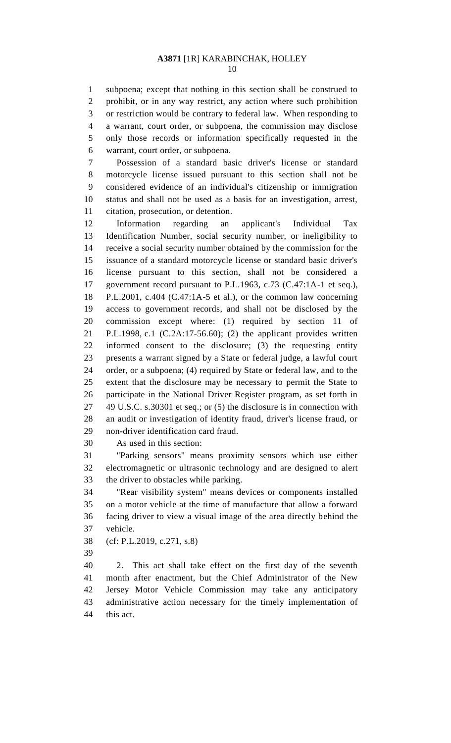subpoena; except that nothing in this section shall be construed to prohibit, or in any way restrict, any action where such prohibition or restriction would be contrary to federal law. When responding to a warrant, court order, or subpoena, the commission may disclose only those records or information specifically requested in the warrant, court order, or subpoena.

Possession of a standard basic driver's license or standard motorcycle license issued pursuant to this section shall not be considered evidence of an individual's citizenship or immigration status and shall not be used as a basis for an investigation, arrest, citation, prosecution, or detention.

Information regarding an applicant's Individual Tax Identification Number, social security number, or ineligibility to receive a social security number obtained by the commission for the issuance of a standard motorcycle license or standard basic driver's license pursuant to this section, shall not be considered a government record pursuant to P.L.1963, c.73 (C.47:1A-1 et seq.), P.L.2001, c.404 (C.47:1A-5 et al.), or the common law concerning access to government records, and shall not be disclosed by the commission except where: (1) required by section 11 of P.L.1998, c.1 (C.2A:17-56.60); (2) the applicant provides written informed consent to the disclosure; (3) the requesting entity presents a warrant signed by a State or federal judge, a lawful court order, or a subpoena; (4) required by State or federal law, and to the extent that the disclosure may be necessary to permit the State to participate in the National Driver Register program, as set forth in 49 U.S.C. s.30301 et seq.; or (5) the disclosure is in connection with an audit or investigation of identity fraud, driver's license fraud, or non-driver identification card fraud.

As used in this section:

"Parking sensors" means proximity sensors which use either electromagnetic or ultrasonic technology and are designed to alert the driver to obstacles while parking.

"Rear visibility system" means devices or components installed on a motor vehicle at the time of manufacture that allow a forward facing driver to view a visual image of the area directly behind the vehicle.

(cf: P.L.2019, c.271, s.8)

2. This act shall take effect on the first day of the seventh month after enactment, but the Chief Administrator of the New Jersey Motor Vehicle Commission may take any anticipatory administrative action necessary for the timely implementation of this act.